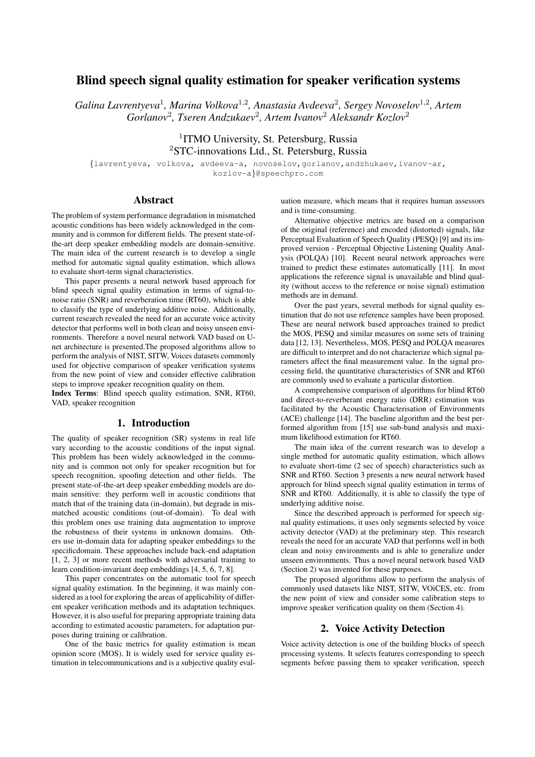# Blind speech signal quality estimation for speaker verification systems

*Galina Lavrentyeva*[1], *Marina Volkova*[1,2], *Anastasia Avdeeva*[2], *Sergey Novoselov*[1,2], *Artem Gorlanov*[2], *Tseren Andzukaev*[2], *Artem Ivanov*[2] *Aleksandr Kozlov*[2]

[1]ITMO University, St. Petersburg, Russia
[2]STC-innovations Ltd., St. Petersburg, Russia

{lavrentyeva, volkova, avdeeva-a, novoselov,gorlanov,andzhukaev,ivanov-ar, kozlov-a}@speechpro.com

## Abstract

The problem of system performance degradation in mismatched acoustic conditions has been widely acknowledged in the community and is common for different fields. The present state-of-the-art deep speaker embedding models are domain-sensitive. The main idea of the current research is to develop a single method for automatic signal quality estimation, which allows to evaluate short-term signal characteristics.

This paper presents a neural network based approach for blind speech signal quality estimation in terms of signal-to-noise ratio (SNR) and reverberation time (RT60), which is able to classify the type of underlying additive noise. Additionally, current research revealed the need for an accurate voice activity detector that performs well in both clean and noisy unseen environments. Therefore a novel neural network VAD based on U-net architecture is presented.The proposed algorithms allow to perform the analysis of NIST, SITW, Voices datasets commonly used for objective comparison of speaker verification systems from the new point of view and consider effective calibration steps to improve speaker recognition quality on them.

**Index Terms**: Blind speech quality estimation, SNR, RT60, VAD, speaker recognition

## 1. Introduction

The quality of speaker recognition (SR) systems in real life vary according to the acoustic conditions of the input signal. This problem has been widely acknowledged in the community and is common not only for speaker recognition but for speech recognition, spoofing detection and other fields. The present state-of-the-art deep speaker embedding models are domain sensitive: they perform well in acoustic conditions that match that of the training data (in-domain), but degrade in mismatched acoustic conditions (out-of-domain). To deal with this problem ones use training data augmentation to improve the robustness of their systems in unknown domains. Others use in-domain data for adapting speaker embeddings to the specificdomain. These approaches include back-end adaptation [1, 2, 3] or more recent methods with adversarial training to learn condition-invariant deep embeddings [4, 5, 6, 7, 8].

This paper concentrates on the automatic tool for speech signal quality estimation. In the beginning, it was mainly considered as a tool for exploring the areas of applicability of different speaker verification methods and its adaptation techniques. However, it is also useful for preparing appropriate training data according to estimated acoustic parameters, for adaptation purposes during training or calibration.

One of the basic metrics for quality estimation is mean opinion score (MOS). It is widely used for service quality estimation in telecommunications and is a subjective quality evaluation measure, which means that it requires human assessors and is time-consuming.

Alternative objective metrics are based on a comparison of the original (reference) and encoded (distorted) signals, like Perceptual Evaluation of Speech Quality (PESQ) [9] and its improved version - Perceptual Objective Listening Quality Analysis (POLQA) [10]. Recent neural network approaches were trained to predict these estimates automatically [11]. In most applications the reference signal is unavailable and blind quality (without access to the reference or noise signal) estimation methods are in demand.

Over the past years, several methods for signal quality estimation that do not use reference samples have been proposed. These are neural network based approaches trained to predict the MOS, PESQ and similar measures on some sets of training data [12, 13]. Nevertheless, MOS, PESQ and POLQA measures are difficult to interpret and do not characterize which signal parameters affect the final measurement value. In the signal processing field, the quantitative characteristics of SNR and RT60 are commonly used to evaluate a particular distortion.

A comprehensive comparison of algorithms for blind RT60 and direct-to-reverberant energy ratio (DRR) estimation was facilitated by the Acoustic Characterisation of Environments (ACE) challenge [14]. The baseline algorithm and the best performed algorithm from [15] use sub-band analysis and maximum likelihood estimation for RT60.

The main idea of the current research was to develop a single method for automatic quality estimation, which allows to evaluate short-time (2 sec of speech) characteristics such as SNR and RT60. Section 3 presents a new neural network based approach for blind speech signal quality estimation in terms of SNR and RT60. Additionally, it is able to classify the type of underlying additive noise.

Since the described approach is performed for speech signal quality estimations, it uses only segments selected by voice activity detector (VAD) at the preliminary step. This research reveals the need for an accurate VAD that performs well in both clean and noisy environments and is able to generalize under unseen environments. Thus a novel neural network based VAD (Section 2) was invented for these purposes.

The proposed algorithms allow to perform the analysis of commonly used datasets like NIST, SITW, VOiCES, etc. from the new point of view and consider some calibration steps to improve speaker verification quality on them (Section 4).

## 2. Voice Activity Detection

Voice activity detection is one of the building blocks of speech processing systems. It selects features corresponding to speech segments before passing them to speaker verification, speech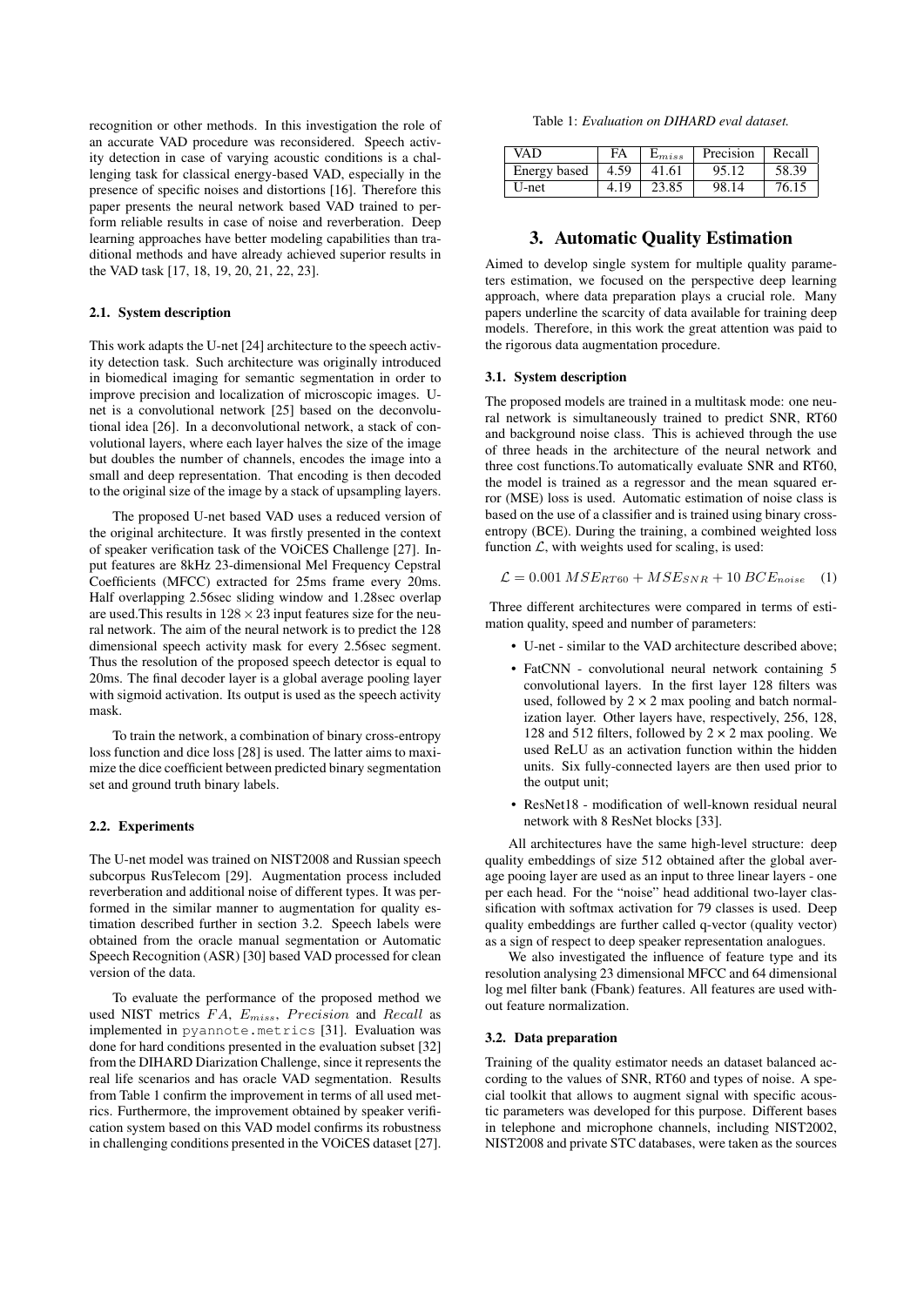recognition or other methods. In this investigation the role of an accurate VAD procedure was reconsidered. Speech activity detection in case of varying acoustic conditions is a challenging task for classical energy-based VAD, especially in the presence of specific noises and distortions [16]. Therefore this paper presents the neural network based VAD trained to perform reliable results in case of noise and reverberation. Deep learning approaches have better modeling capabilities than traditional methods and have already achieved superior results in the VAD task [17, 18, 19, 20, 21, 22, 23].

### 2.1. System description

This work adapts the U-net [24] architecture to the speech activity detection task. Such architecture was originally introduced in biomedical imaging for semantic segmentation in order to improve precision and localization of microscopic images. U-net is a convolutional network [25] based on the deconvolutional idea [26]. In a deconvolutional network, a stack of convolutional layers, where each layer halves the size of the image but doubles the number of channels, encodes the image into a small and deep representation. That encoding is then decoded to the original size of the image by a stack of upsampling layers.

The proposed U-net based VAD uses a reduced version of the original architecture. It was firstly presented in the context of speaker verification task of the VOiCES Challenge [27]. Input features are 8kHz 23-dimensional Mel Frequency Cepstral Coefficients (MFCC) extracted for 25ms frame every 20ms. Half overlapping 2.56sec sliding window and 1.28sec overlap are used.This results in $128 \times 23$ input features size for the neural network. The aim of the neural network is to predict the 128 dimensional speech activity mask for every 2.56sec segment. Thus the resolution of the proposed speech detector is equal to 20ms. The final decoder layer is a global average pooling layer with sigmoid activation. Its output is used as the speech activity mask.

To train the network, a combination of binary cross-entropy loss function and dice loss [28] is used. The latter aims to maximize the dice coefficient between predicted binary segmentation set and ground truth binary labels.

### 2.2. Experiments

The U-net model was trained on NIST2008 and Russian speech subcorpus RusTelecom [29]. Augmentation process included reverberation and additional noise of different types. It was performed in the similar manner to augmentation for quality estimation described further in section 3.2. Speech labels were obtained from the oracle manual segmentation or Automatic Speech Recognition (ASR) [30] based VAD processed for clean version of the data.

To evaluate the performance of the proposed method we used NIST metrics $FA$, $E_{miss}$, $Precision$ and $Recall$ as implemented in `pyannote.metrics` [31]. Evaluation was done for hard conditions presented in the evaluation subset [32] from the DIHARD Diarization Challenge, since it represents the real life scenarios and has oracle VAD segmentation. Results from Table 1 confirm the improvement in terms of all used metrics. Furthermore, the improvement obtained by speaker verification system based on this VAD model confirms its robustness in challenging conditions presented in the VOiCES dataset [27].

Table 1: *Evaluation on DIHARD eval dataset.*

| VAD | FA | $E_{miss}$ | Precision | Recall |
|---|---|---|---|---|
| Energy based | 4.59 | 41.61 | 95.12 | 58.39 |
| U-net | 4.19 | 23.85 | 98.14 | 76.15 |

## 3. Automatic Quality Estimation

Aimed to develop single system for multiple quality parameters estimation, we focused on the perspective deep learning approach, where data preparation plays a crucial role. Many papers underline the scarcity of data available for training deep models. Therefore, in this work the great attention was paid to the rigorous data augmentation procedure.

### 3.1. System description

The proposed models are trained in a multitask mode: one neural network is simultaneously trained to predict SNR, RT60 and background noise class. This is achieved through the use of three heads in the architecture of the neural network and three cost functions.To automatically evaluate SNR and RT60, the model is trained as a regressor and the mean squared error (MSE) loss is used. Automatic estimation of noise class is based on the use of a classifier and is trained using binary cross-entropy (BCE). During the training, a combined weighted loss function $\mathcal{L}$, with weights used for scaling, is used:

$$\mathcal{L} = 0.001\, MSE_{RT60} + MSE_{SNR} + 10\, BCE_{noise} \quad (1)$$

Three different architectures were compared in terms of estimation quality, speed and number of parameters:

- U-net - similar to the VAD architecture described above;
- FatCNN - convolutional neural network containing 5 convolutional layers. In the first layer 128 filters was used, followed by $2 \times 2$ max pooling and batch normalization layer. Other layers have, respectively, 256, 128, 128 and 512 filters, followed by $2 \times 2$ max pooling. We used ReLU as an activation function within the hidden units. Six fully-connected layers are then used prior to the output unit;
- ResNet18 - modification of well-known residual neural network with 8 ResNet blocks [33].

All architectures have the same high-level structure: deep quality embeddings of size 512 obtained after the global average pooing layer are used as an input to three linear layers - one per each head. For the "noise" head additional two-layer classification with softmax activation for 79 classes is used. Deep quality embeddings are further called q-vector (quality vector) as a sign of respect to deep speaker representation analogues.

We also investigated the influence of feature type and its resolution analysing 23 dimensional MFCC and 64 dimensional log mel filter bank (Fbank) features. All features are used without feature normalization.

### 3.2. Data preparation

Training of the quality estimator needs an dataset balanced according to the values of SNR, RT60 and types of noise. A special toolkit that allows to augment signal with specific acoustic parameters was developed for this purpose. Different bases in telephone and microphone channels, including NIST2002, NIST2008 and private STC databases, were taken as the sources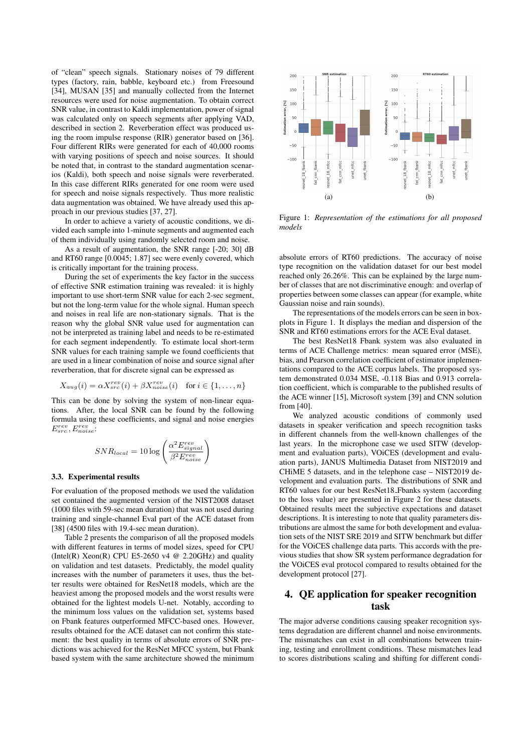of "clean" speech signals. Stationary noises of 79 different types (factory, rain, babble, keyboard etc.) from Freesound [34], MUSAN [35] and manually collected from the Internet resources were used for noise augmentation. To obtain correct SNR value, in contrast to Kaldi implementation, power of signal was calculated only on speech segments after applying VAD, described in section 2. Reverberation effect was produced using the room impulse response (RIR) generator based on [36]. Four different RIRs were generated for each of 40,000 rooms with varying positions of speech and noise sources. It should be noted that, in contrast to the standard augmentation scenarios (Kaldi), both speech and noise signals were reverberated. In this case different RIRs generated for one room were used for speech and noise signals respectively. Thus more realistic data augmentation was obtained. We have already used this approach in our previous studies [37, 27].

In order to achieve a variety of acoustic conditions, we divided each sample into 1-minute segments and augmented each of them individually using randomly selected room and noise.

As a result of augmentation, the SNR range [-20; 30] dB and RT60 range [0.0045; 1.87] sec were evenly covered, which is critically important for the training process.

During the set of experiments the key factor in the success of effective SNR estimation training was revealed: it is highly important to use short-term SNR value for each 2-sec segment, but not the long-term value for the whole signal. Human speech and noises in real life are non-stationary signals. That is the reason why the global SNR value used for augmentation can not be interpreted as training label and needs to be re-estimated for each segment independently. To estimate local short-term SNR values for each training sample we found coefficients that are used in a linear combination of noise and source signal after reverberation, that for discrete signal can be expressed as

$$X_{aug}(i) = \alpha X_{src}^{rev}(i) + \beta X_{noise}^{rev}(i) \quad \text{for } i \in \{1, \ldots, n\}$$

This can be done by solving the system of non-linear equations. After, the local SNR can be found by the following formula using these coefficients, and signal and noise energies $E_{src}^{rev}, E_{noise}^{rev}$:

$$SNR_{local} = 10 \log \left( \frac{\alpha^2 E_{signal}^{rev}}{\beta^2 E_{noise}^{rev}} \right)$$

### 3.3. Experimental results

For evaluation of the proposed methods we used the validation set contained the augmented version of the NIST2008 dataset (1000 files with 59-sec mean duration) that was not used during training and single-channel Eval part of the ACE dataset from [38] (4500 files with 19.4-sec mean duration).

Table 2 presents the comparison of all the proposed models with different features in terms of model sizes, speed for CPU (Intel(R) Xeon(R) CPU E5-2650 v4 @ 2.20GHz) and quality on validation and test datasets. Predictably, the model quality increases with the number of parameters it uses, thus the better results were obtained for ResNet18 models, which are the heaviest among the proposed models and the worst results were obtained for the lightest models U-net. Notably, according to the minimum loss values on the validation set, systems based on Fbank features outperformed MFCC-based ones. However, results obtained for the ACE dataset can not confirm this statement: the best quality in terms of absolute errors of SNR predictions was achieved for the ResNet MFCC system, but Fbank based system with the same architecture showed the minimum absolute errors of RT60 predictions. The accuracy of noise type recognition on the validation dataset for our best model reached only 26.26%. This can be explained by the large number of classes that are not discriminative enough: and overlap of properties between some classes can appear (for example, white Gaussian noise and rain sounds).

Figure 1: *Representation of the estimations for all proposed models*

The representations of the models errors can be seen in boxplots in Figure 1. It displays the median and dispersion of the SNR and RT60 estimations errors for the ACE Eval dataset.

The best ResNet18 Fbank system was also evaluated in terms of ACE Challenge metrics: mean squared error (MSE), bias, and Pearson correlation coefficient of estimator implementations compared to the ACE corpus labels. The proposed system demonstrated 0.034 MSE, -0.118 Bias and 0.913 correlation coefficient, which is comparable to the published results of the ACE winner [15], Microsoft system [39] and CNN solution from [40].

We analyzed acoustic conditions of commonly used datasets in speaker verification and speech recognition tasks in different channels from the well-known challenges of the last years. In the microphone case we used SITW (development and evaluation parts), VOiCES (development and evaluation parts), JANUS Multimedia Dataset from NIST2019 and CHiME 5 datasets, and in the telephone case – NIST2019 development and evaluation parts. The distributions of SNR and RT60 values for our best ResNet18_Fbanks system (according to the loss value) are presented in Figure 2 for these datasets. Obtained results meet the subjective expectations and dataset descriptions. It is interesting to note that quality parameters distributions are almost the same for both development and evaluation sets of the NIST SRE 2019 and SITW benchmark but differ for the VOiCES challenge data parts. This accords with the previous studies that show SR system performance degradation for the VOiCES eval protocol compared to results obtained for the development protocol [27].

## 4. QE application for speaker recognition task

The major adverse conditions causing speaker recognition systems degradation are different channel and noise environments. The mismatches can exist in all combinations between training, testing and enrollment conditions. These mismatches lead to scores distributions scaling and shifting for different condi-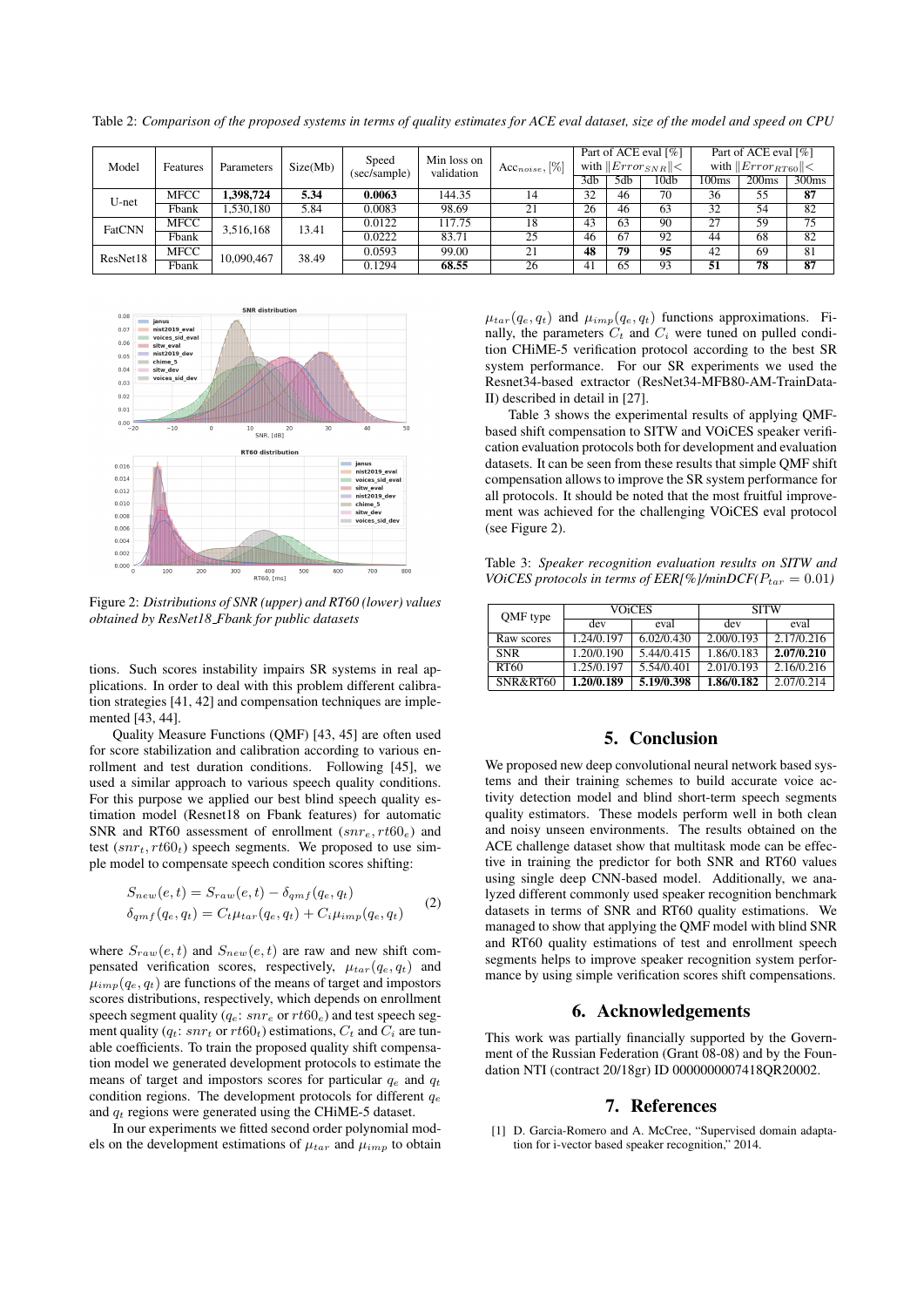Table 2: *Comparison of the proposed systems in terms of quality estimates for ACE eval dataset, size of the model and speed on CPU*

| Model | Features | Parameters | Size(Mb) | Speed (sec/sample) | Min loss on validation | $\text{Acc}_{noise}$, [%] | Part of ACE eval [%] with $\|Error_{SNR}\|<$ | | | Part of ACE eval [%] with $\|Error_{RT60}\|<$ | | |
|---|---|---|---|---|---|---|---|---|---|---|---|---|
| | | | | | | | 3db | 5db | 10db | 100ms | 200ms | 300ms |
| U-net | MFCC | **1,398,724** | **5.34** | **0.0063** | 144.35 | 14 | 32 | 46 | 70 | 36 | 55 | **87** |
| | Fbank | 1,530,180 | 5.84 | 0.0083 | 98.69 | 21 | 26 | 46 | 63 | 32 | 54 | 82 |
| FatCNN | MFCC | 3,516,168 | 13.41 | 0.0122 | 117.75 | 18 | 43 | 63 | 90 | 27 | 59 | 75 |
| | Fbank | | | 0.0222 | 83.71 | 25 | 46 | 67 | 92 | 44 | 68 | 82 |
| ResNet18 | MFCC | 10,090,467 | 38.49 | 0.0593 | 99.00 | 21 | **48** | **79** | **95** | 42 | 69 | 81 |
| | Fbank | | | 0.1294 | **68.55** | 26 | 41 | 65 | 93 | **51** | **78** | **87** |

Figure 2: *Distributions of SNR (upper) and RT60 (lower) values obtained by ResNet18_Fbank for public datasets*

tions. Such scores instability impairs SR systems in real applications. In order to deal with this problem different calibration strategies [41, 42] and compensation techniques are implemented [43, 44].

Quality Measure Functions (QMF) [43, 45] are often used for score stabilization and calibration according to various enrollment and test duration conditions. Following [45], we used a similar approach to various speech quality conditions. For this purpose we applied our best blind speech quality estimation model (Resnet18 on Fbank features) for automatic SNR and RT60 assessment of enrollment ($snr_e, rt60_e$) and test ($snr_t, rt60_t$) speech segments. We proposed to use simple model to compensate speech condition scores shifting:

$$
\begin{aligned}
S_{new}(e,t) &= S_{raw}(e,t) - \delta_{qmf}(q_e, q_t) \\
\delta_{qmf}(q_e, q_t) &= C_t \mu_{tar}(q_e, q_t) + C_i \mu_{imp}(q_e, q_t)
\end{aligned}
\tag{2}
$$

where $S_{raw}(e,t)$ and $S_{new}(e,t)$ are raw and new shift compensated verification scores, respectively, $\mu_{tar}(q_e, q_t)$ and $\mu_{imp}(q_e, q_t)$ are functions of the means of target and impostors scores distributions, respectively, which depends on enrollment speech segment quality ($q_e$: $snr_e$ or $rt60_e$) and test speech segment quality ($q_t$: $snr_t$ or $rt60_t$) estimations, $C_t$ and $C_i$ are tunable coefficients. To train the proposed quality shift compensation model we generated development protocols to estimate the means of target and impostors scores for particular $q_e$ and $q_t$ condition regions. The development protocols for different $q_e$ and $q_t$ regions were generated using the CHiME-5 dataset.

In our experiments we fitted second order polynomial models on the development estimations of $\mu_{tar}$ and $\mu_{imp}$ to obtain $\mu_{tar}(q_e, q_t)$ and $\mu_{imp}(q_e, q_t)$ functions approximations. Finally, the parameters $C_t$ and $C_i$ were tuned on pulled condition CHiME-5 verification protocol according to the best SR system performance. For our SR experiments we used the Resnet34-based extractor (ResNet34-MFB80-AM-TrainData-II) described in detail in [27].

Table 3 shows the experimental results of applying QMF-based shift compensation to SITW and VOiCES speaker verification evaluation protocols both for development and evaluation datasets. It can be seen from these results that simple QMF shift compensation allows to improve the SR system performance for all protocols. It should be noted that the most fruitful improvement was achieved for the challenging VOiCES eval protocol (see Figure 2).

Table 3: *Speaker recognition evaluation results on SITW and VOiCES protocols in terms of EER[%]/minDCF($P_{tar} = 0.01$)*

| QMF type | VOiCES | | SITW | |
|---|---|---|---|---|
| | dev | eval | dev | eval |
| Raw scores | 1.24/0.197 | 6.02/0.430 | 2.00/0.193 | 2.17/0.216 |
| SNR | 1.20/0.190 | 5.44/0.415 | 1.86/0.183 | **2.07/0.210** |
| RT60 | 1.25/0.197 | 5.54/0.401 | 2.01/0.193 | 2.16/0.216 |
| SNR&RT60 | **1.20/0.189** | **5.19/0.398** | **1.86/0.182** | 2.07/0.214 |

## 5. Conclusion

We proposed new deep convolutional neural network based systems and their training schemes to build accurate voice activity detection model and blind short-term speech segments quality estimators. These models perform well in both clean and noisy unseen environments. The results obtained on the ACE challenge dataset show that multitask mode can be effective in training the predictor for both SNR and RT60 values using single deep CNN-based model. Additionally, we analyzed different commonly used speaker recognition benchmark datasets in terms of SNR and RT60 quality estimations. We managed to show that applying the QMF model with blind SNR and RT60 quality estimations of test and enrollment speech segments helps to improve speaker recognition system performance by using simple verification scores shift compensations.

## 6. Acknowledgements

This work was partially financially supported by the Government of the Russian Federation (Grant 08-08) and by the Foundation NTI (contract 20/18gr) ID 0000000007418QR20002.

## 7. References

[1] D. Garcia-Romero and A. McCree, "Supervised domain adaptation for i-vector based speaker recognition," 2014.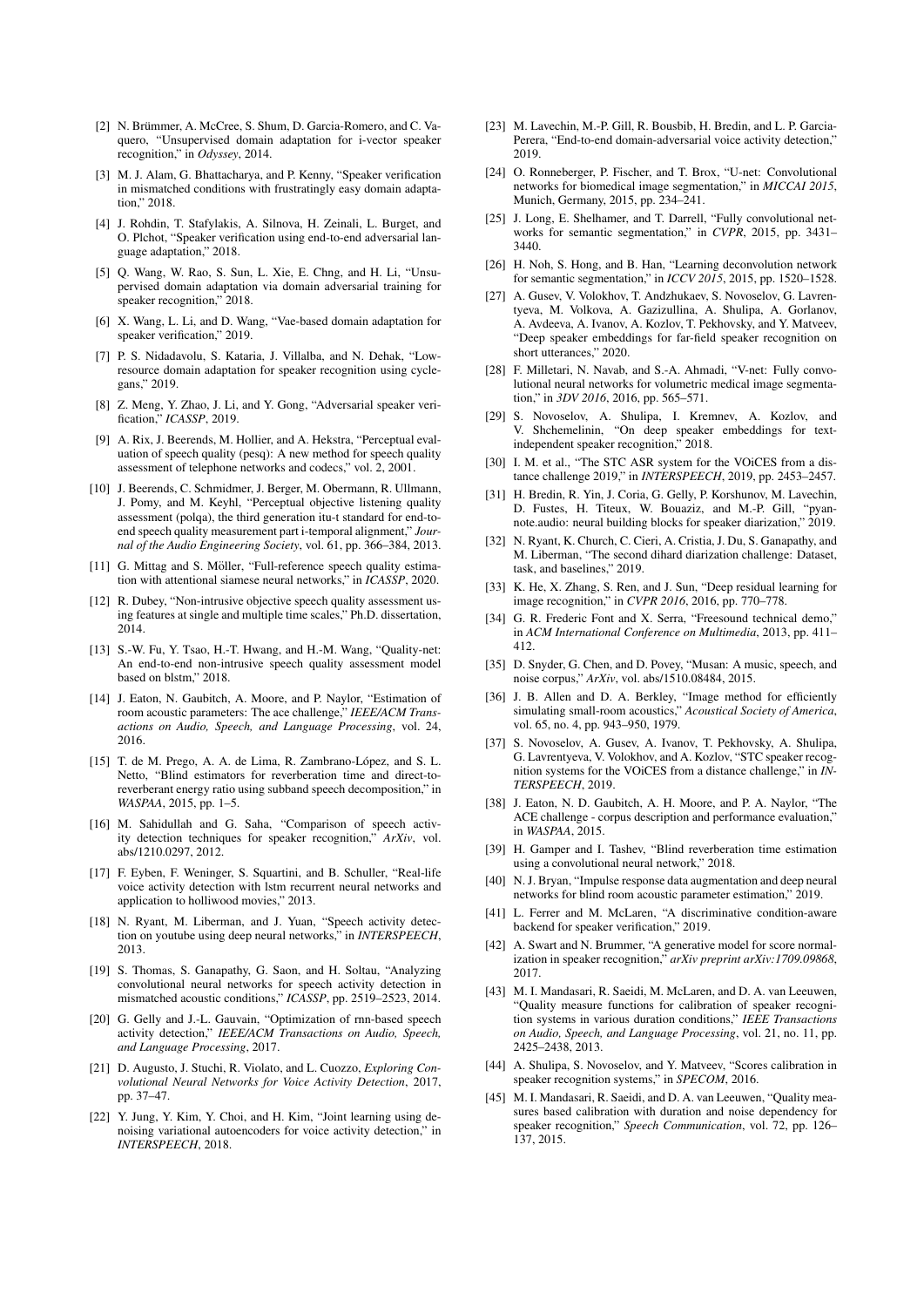[2] N. Brümmer, A. McCree, S. Shum, D. Garcia-Romero, and C. Vaquero, "Unsupervised domain adaptation for i-vector speaker recognition," in *Odyssey*, 2014.

[3] M. J. Alam, G. Bhattacharya, and P. Kenny, "Speaker verification in mismatched conditions with frustratingly easy domain adaptation," 2018.

[4] J. Rohdin, T. Stafylakis, A. Silnova, H. Zeinali, L. Burget, and O. Plchot, "Speaker verification using end-to-end adversarial language adaptation," 2018.

[5] Q. Wang, W. Rao, S. Sun, L. Xie, E. Chng, and H. Li, "Unsupervised domain adaptation via domain adversarial training for speaker recognition," 2018.

[6] X. Wang, L. Li, and D. Wang, "Vae-based domain adaptation for speaker verification," 2019.

[7] P. S. Nidadavolu, S. Kataria, J. Villalba, and N. Dehak, "Low-resource domain adaptation for speaker recognition using cycle-gans," 2019.

[8] Z. Meng, Y. Zhao, J. Li, and Y. Gong, "Adversarial speaker verification," *ICASSP*, 2019.

[9] A. Rix, J. Beerends, M. Hollier, and A. Hekstra, "Perceptual evaluation of speech quality (pesq): A new method for speech quality assessment of telephone networks and codecs," vol. 2, 2001.

[10] J. Beerends, C. Schmidmer, J. Berger, M. Obermann, R. Ullmann, J. Pomy, and M. Keyhl, "Perceptual objective listening quality assessment (polqa), the third generation itu-t standard for end-to-end speech quality measurement part i-temporal alignment," *Journal of the Audio Engineering Society*, vol. 61, pp. 366–384, 2013.

[11] G. Mittag and S. Möller, "Full-reference speech quality estimation with attentional siamese neural networks," in *ICASSP*, 2020.

[12] R. Dubey, "Non-intrusive objective speech quality assessment using features at single and multiple time scales," Ph.D. dissertation, 2014.

[13] S.-W. Fu, Y. Tsao, H.-T. Hwang, and H.-M. Wang, "Quality-net: An end-to-end non-intrusive speech quality assessment model based on blstm," 2018.

[14] J. Eaton, N. Gaubitch, A. Moore, and P. Naylor, "Estimation of room acoustic parameters: The ace challenge," *IEEE/ACM Transactions on Audio, Speech, and Language Processing*, vol. 24, 2016.

[15] T. de M. Prego, A. A. de Lima, R. Zambrano-López, and S. L. Netto, "Blind estimators for reverberation time and direct-to-reverberant energy ratio using subband speech decomposition," in *WASPAA*, 2015, pp. 1–5.

[16] M. Sahidullah and G. Saha, "Comparison of speech activity detection techniques for speaker recognition," *ArXiv*, vol. abs/1210.0297, 2012.

[17] F. Eyben, F. Weninger, S. Squartini, and B. Schuller, "Real-life voice activity detection with lstm recurrent neural networks and application to holliwood movies," 2013.

[18] N. Ryant, M. Liberman, and J. Yuan, "Speech activity detection on youtube using deep neural networks," in *INTERSPEECH*, 2013.

[19] S. Thomas, S. Ganapathy, G. Saon, and H. Soltau, "Analyzing convolutional neural networks for speech activity detection in mismatched acoustic conditions," *ICASSP*, pp. 2519–2523, 2014.

[20] G. Gelly and J.-L. Gauvain, "Optimization of rnn-based speech activity detection," *IEEE/ACM Transactions on Audio, Speech, and Language Processing*, 2017.

[21] D. Augusto, J. Stuchi, R. Violato, and L. Cuozzo, *Exploring Convolutional Neural Networks for Voice Activity Detection*, 2017, pp. 37–47.

[22] Y. Jung, Y. Kim, Y. Choi, and H. Kim, "Joint learning using denoising variational autoencoders for voice activity detection," in *INTERSPEECH*, 2018.

[23] M. Lavechin, M.-P. Gill, R. Bousbib, H. Bredin, and L. P. Garcia-Perera, "End-to-end domain-adversarial voice activity detection," 2019.

[24] O. Ronneberger, P. Fischer, and T. Brox, "U-net: Convolutional networks for biomedical image segmentation," in *MICCAI 2015*, Munich, Germany, 2015, pp. 234–241.

[25] J. Long, E. Shelhamer, and T. Darrell, "Fully convolutional networks for semantic segmentation," in *CVPR*, 2015, pp. 3431–3440.

[26] H. Noh, S. Hong, and B. Han, "Learning deconvolution network for semantic segmentation," in *ICCV 2015*, 2015, pp. 1520–1528.

[27] A. Gusev, V. Volokhov, T. Andzhukaev, S. Novoselov, G. Lavrentyeva, M. Volkova, A. Gazizullina, A. Shulipa, A. Gorlanov, A. Avdeeva, A. Ivanov, A. Kozlov, T. Pekhovsky, and Y. Matveev, "Deep speaker embeddings for far-field speaker recognition on short utterances," 2020.

[28] F. Milletari, N. Navab, and S.-A. Ahmadi, "V-net: Fully convolutional neural networks for volumetric medical image segmentation," in *3DV 2016*, 2016, pp. 565–571.

[29] S. Novoselov, A. Shulipa, I. Kremnev, A. Kozlov, and V. Shchemelinin, "On deep speaker embeddings for text-independent speaker recognition," 2018.

[30] I. M. et al., "The STC ASR system for the VOiCES from a distance challenge 2019," in *INTERSPEECH*, 2019, pp. 2453–2457.

[31] H. Bredin, R. Yin, J. Coria, G. Gelly, P. Korshunov, M. Lavechin, D. Fustes, H. Titeux, W. Bouaziz, and M.-P. Gill, "pyannote.audio: neural building blocks for speaker diarization," 2019.

[32] N. Ryant, K. Church, C. Cieri, A. Cristia, J. Du, S. Ganapathy, and M. Liberman, "The second dihard diarization challenge: Dataset, task, and baselines," 2019.

[33] K. He, X. Zhang, S. Ren, and J. Sun, "Deep residual learning for image recognition," in *CVPR 2016*, 2016, pp. 770–778.

[34] G. R. Frederic Font and X. Serra, "Freesound technical demo," in *ACM International Conference on Multimedia*, 2013, pp. 411–412.

[35] D. Snyder, G. Chen, and D. Povey, "Musan: A music, speech, and noise corpus," *ArXiv*, vol. abs/1510.08484, 2015.

[36] J. B. Allen and D. A. Berkley, "Image method for efficiently simulating small-room acoustics," *Acoustical Society of America*, vol. 65, no. 4, pp. 943–950, 1979.

[37] S. Novoselov, A. Gusev, A. Ivanov, T. Pekhovsky, A. Shulipa, G. Lavrentyeva, V. Volokhov, and A. Kozlov, "STC speaker recognition systems for the VOiCES from a distance challenge," in *INTERSPEECH*, 2019.

[38] J. Eaton, N. D. Gaubitch, A. H. Moore, and P. A. Naylor, "The ACE challenge - corpus description and performance evaluation," in *WASPAA*, 2015.

[39] H. Gamper and I. Tashev, "Blind reverberation time estimation using a convolutional neural network," 2018.

[40] N. J. Bryan, "Impulse response data augmentation and deep neural networks for blind room acoustic parameter estimation," 2019.

[41] L. Ferrer and M. McLaren, "A discriminative condition-aware backend for speaker verification," 2019.

[42] A. Swart and N. Brummer, "A generative model for score normalization in speaker recognition," *arXiv preprint arXiv:1709.09868*, 2017.

[43] M. I. Mandasari, R. Saeidi, M. McLaren, and D. A. van Leeuwen, "Quality measure functions for calibration of speaker recognition systems in various duration conditions," *IEEE Transactions on Audio, Speech, and Language Processing*, vol. 21, no. 11, pp. 2425–2438, 2013.

[44] A. Shulipa, S. Novoselov, and Y. Matveev, "Scores calibration in speaker recognition systems," in *SPECOM*, 2016.

[45] M. I. Mandasari, R. Saeidi, and D. A. van Leeuwen, "Quality measures based calibration with duration and noise dependency for speaker recognition," *Speech Communication*, vol. 72, pp. 126–137, 2015.